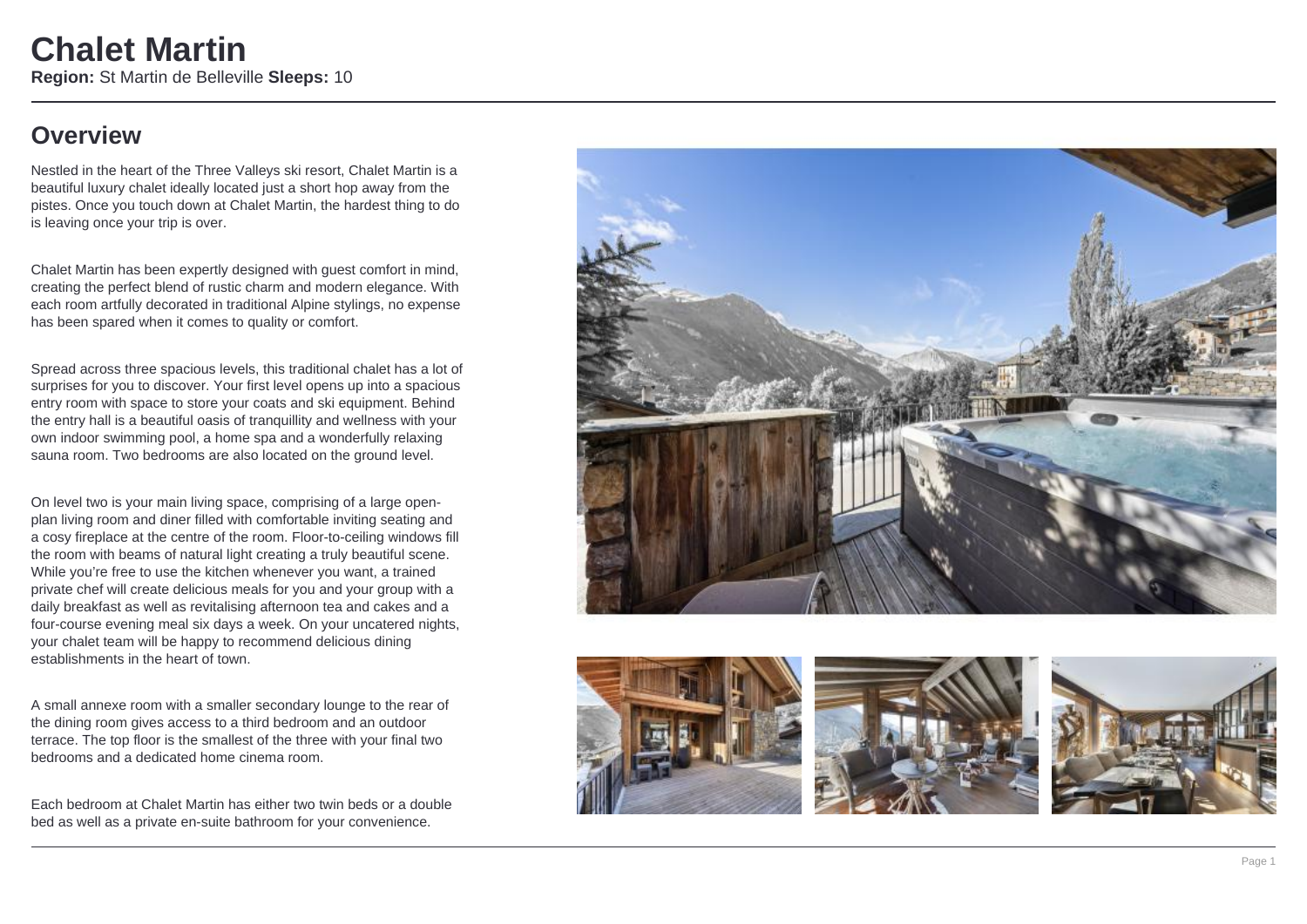# Chalet Martin

**Region:** St Martin de Belleville **Sleeps:** 10

## Overview

Nestled in the heart of the Three Valleys ski resort, Chalet Martin is a beautiful luxury chalet ideally located just a short hop away from the pistes. Once you touch down at Chalet Martin, the hardest thing to do is leaving once your trip is over.

Chalet Martin has been expertly designed with guest comfort in mind, creating the perfect blend of rustic charm and modern elegance. With each room artfully decorated in traditional Alpine stylings, no expense has been spared when it comes to quality or comfort.

Spread across three spacious levels, this traditional chalet has a lot of surprises for you to discover. Your first level opens up into a spacious entry room with space to store your coats and ski equipment. Behind the entry hall is a beautiful oasis of tranquillity and wellness with your own indoor swimming pool, a home spa and a wonderfully relaxing sauna room. Two bedrooms are also located on the ground level.

On level two is your main living space, comprising of a large open-plan living room and diner filled with comfortable inviting seating and a cosy fireplace at the centre of the room. Floor-to-ceiling windows fill the room with beams of natural light creating a truly beautiful scene. While you're free to use the kitchen whenever you want, a trained private chef will create delicious meals for you and your group with a daily breakfast as well as revitalising afternoon tea and cakes and a four-course evening meal six days a week. On your uncatered nights, your chalet team will be happy to recommend delicious dining establishments in the heart of town.

A small annexe room with a smaller secondary lounge to the rear of the dining room gives access to a third bedroom and an outdoor terrace. The top floor is the smallest of the three with your final two bedrooms and a dedicated home cinema room.

Each bedroom at Chalet Martin has either two twin beds or a double bed as well as a private en-suite bathroom for your convenience.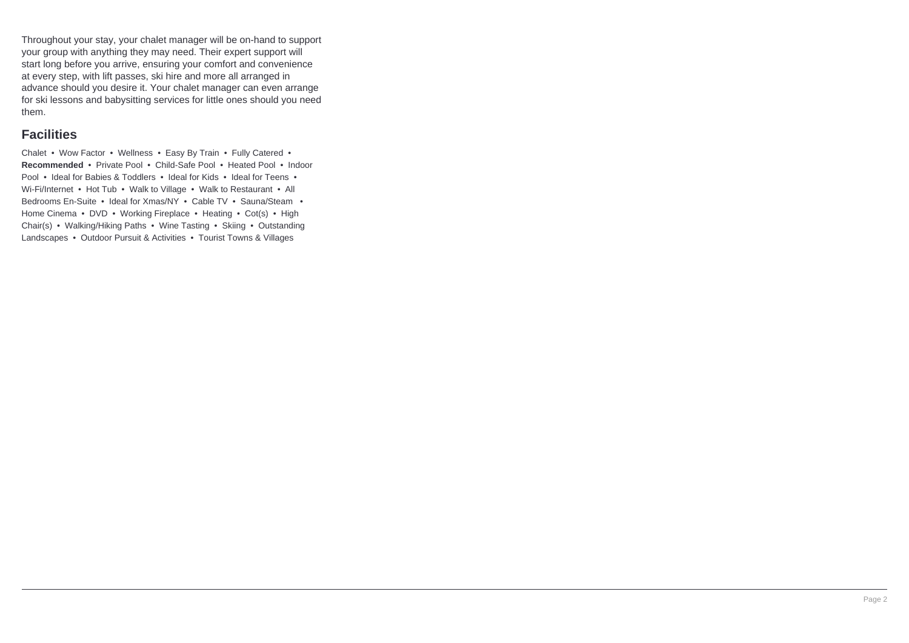Throughout your stay, your chalet manager will be on-hand to support your group with anything they may need. Their expert support will start long before you arrive, ensuring your comfort and convenience at every step, with lift passes, ski hire and more all arranged in advance should you desire it. Your chalet manager can even arrange for ski lessons and babysitting services for little ones should you need them.

## Facilities

Chalet • Wow Factor • Wellness • Easy By Train • Fully Catered • **Recommended** • Private Pool • Child-Safe Pool • Heated Pool • Indoor Pool • Ideal for Babies & Toddlers • Ideal for Kids • Ideal for Teens • Wi-Fi/Internet • Hot Tub • Walk to Village • Walk to Restaurant • All Bedrooms En-Suite • Ideal for Xmas/NY • Cable TV • Sauna/Steam • Home Cinema • DVD • Working Fireplace • Heating • Cot(s) • High Chair(s) • Walking/Hiking Paths • Wine Tasting • Skiing • Outstanding Landscapes • Outdoor Pursuit & Activities • Tourist Towns & Villages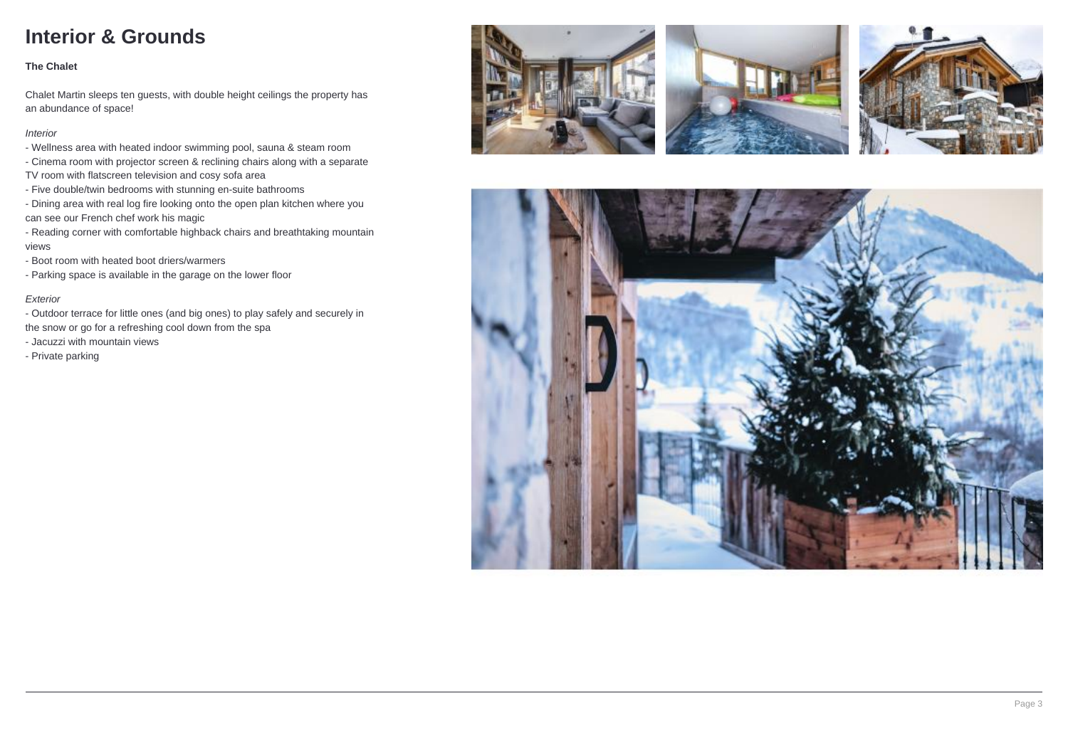# Interior & Grounds

**The Chalet**

Chalet Martin sleeps ten guests, with double height ceilings the property has an abundance of space!

*Interior*

- Wellness area with heated indoor swimming pool, sauna & steam room
- Cinema room with projector screen & reclining chairs along with a separate TV room with flatscreen television and cosy sofa area
- Five double/twin bedrooms with stunning en-suite bathrooms
- Dining area with real log fire looking onto the open plan kitchen where you can see our French chef work his magic
- Reading corner with comfortable highback chairs and breathtaking mountain views
- Boot room with heated boot driers/warmers
- Parking space is available in the garage on the lower floor

*Exterior*

- Outdoor terrace for little ones (and big ones) to play safely and securely in the snow or go for a refreshing cool down from the spa
- Jacuzzi with mountain views
- Private parking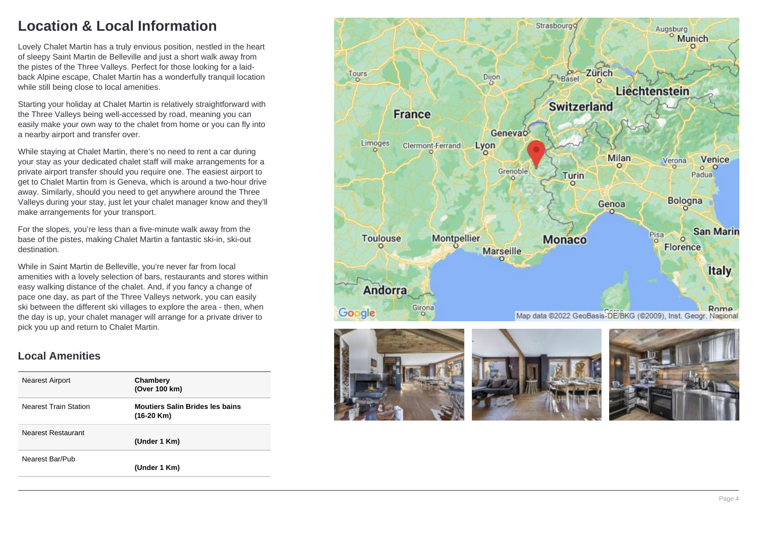# Location & Local Information

Lovely Chalet Martin has a truly envious position, nestled in the heart of sleepy Saint Martin de Belleville and just a short walk away from the pistes of the Three Valleys. Perfect for those looking for a laid-back Alpine escape, Chalet Martin has a wonderfully tranquil location while still being close to local amenities.

Starting your holiday at Chalet Martin is relatively straightforward with the Three Valleys being well-accessed by road, meaning you can easily make your own way to the chalet from home or you can fly into a nearby airport and transfer over.

While staying at Chalet Martin, there's no need to rent a car during your stay as your dedicated chalet staff will make arrangements for a private airport transfer should you require one. The easiest airport to get to Chalet Martin from is Geneva, which is around a two-hour drive away. Similarly, should you need to get anywhere around the Three Valleys during your stay, just let your chalet manager know and they'll make arrangements for your transport.

For the slopes, you're less than a five-minute walk away from the base of the pistes, making Chalet Martin a fantastic ski-in, ski-out destination.

While in Saint Martin de Belleville, you're never far from local amenities with a lovely selection of bars, restaurants and stores within easy walking distance of the chalet. And, if you fancy a change of pace one day, as part of the Three Valleys network, you can easily ski between the different ski villages to explore the area - then, when the day is up, your chalet manager will arrange for a private driver to pick you up and return to Chalet Martin.

## Local Amenities

| | |
|---|---|
| Nearest Airport | **Chambery (Over 100 km)** |
| Nearest Train Station | **Moutiers Salin Brides les bains (16-20 Km)** |
| Nearest Restaurant | **(Under 1 Km)** |
| Nearest Bar/Pub | **(Under 1 Km)** |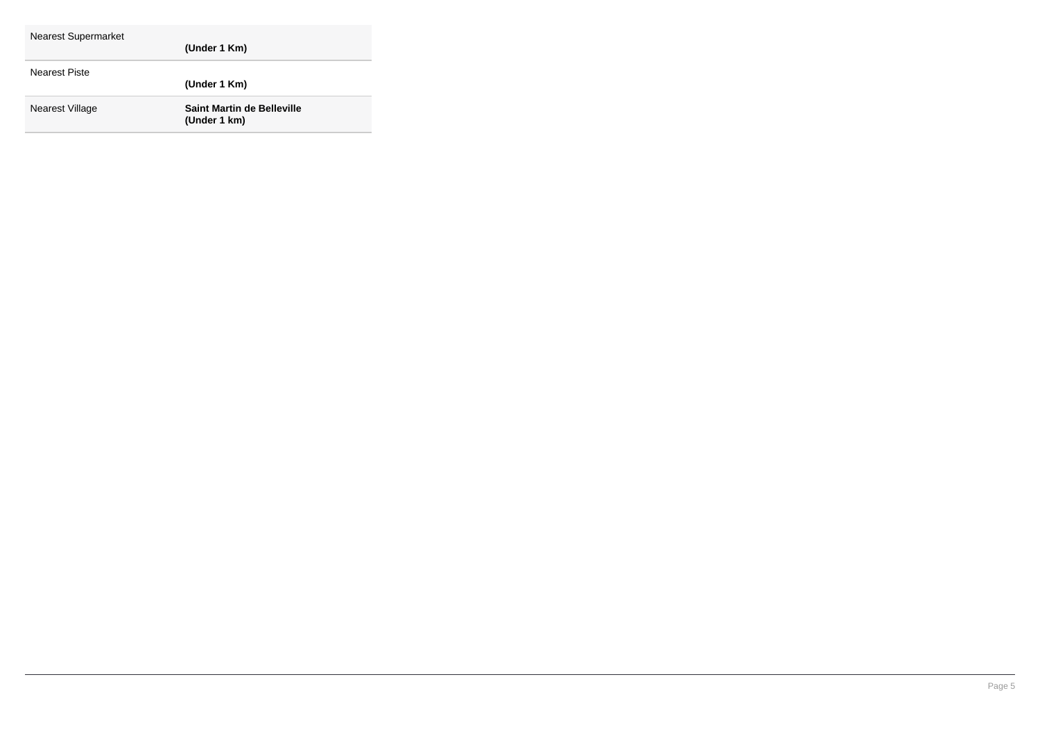| | |
|---|---|
| Nearest Supermarket | **(Under 1 Km)** |
| Nearest Piste | **(Under 1 Km)** |
| Nearest Village | **Saint Martin de Belleville (Under 1 km)** |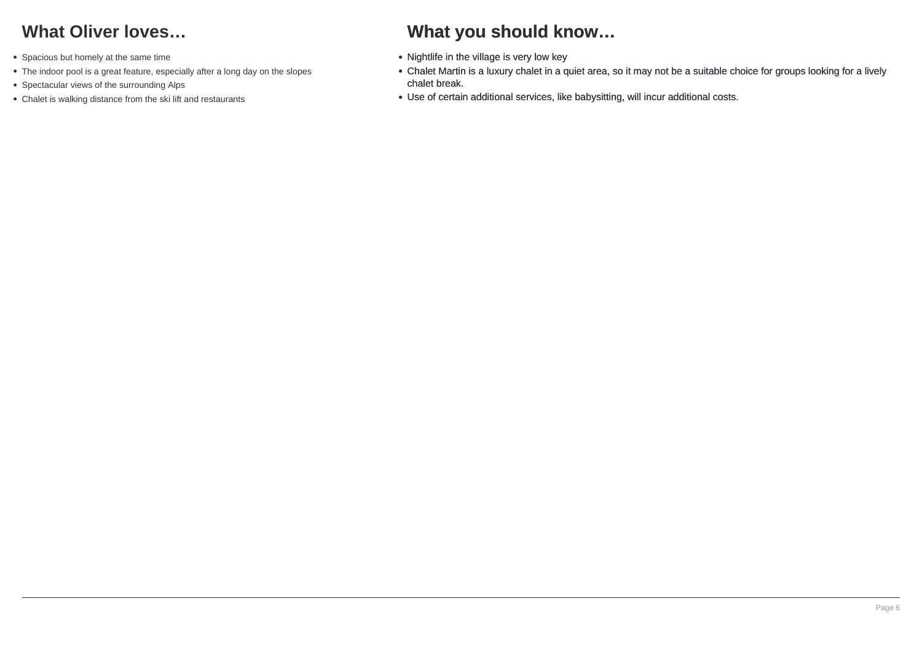## What Oliver loves…

- Spacious but homely at the same time
- The indoor pool is a great feature, especially after a long day on the slopes
- Spectacular views of the surrounding Alps
- Chalet is walking distance from the ski lift and restaurants

## What you should know…

- Nightlife in the village is very low key
- Chalet Martin is a luxury chalet in a quiet area, so it may not be a suitable choice for groups looking for a lively chalet break.
- Use of certain additional services, like babysitting, will incur additional costs.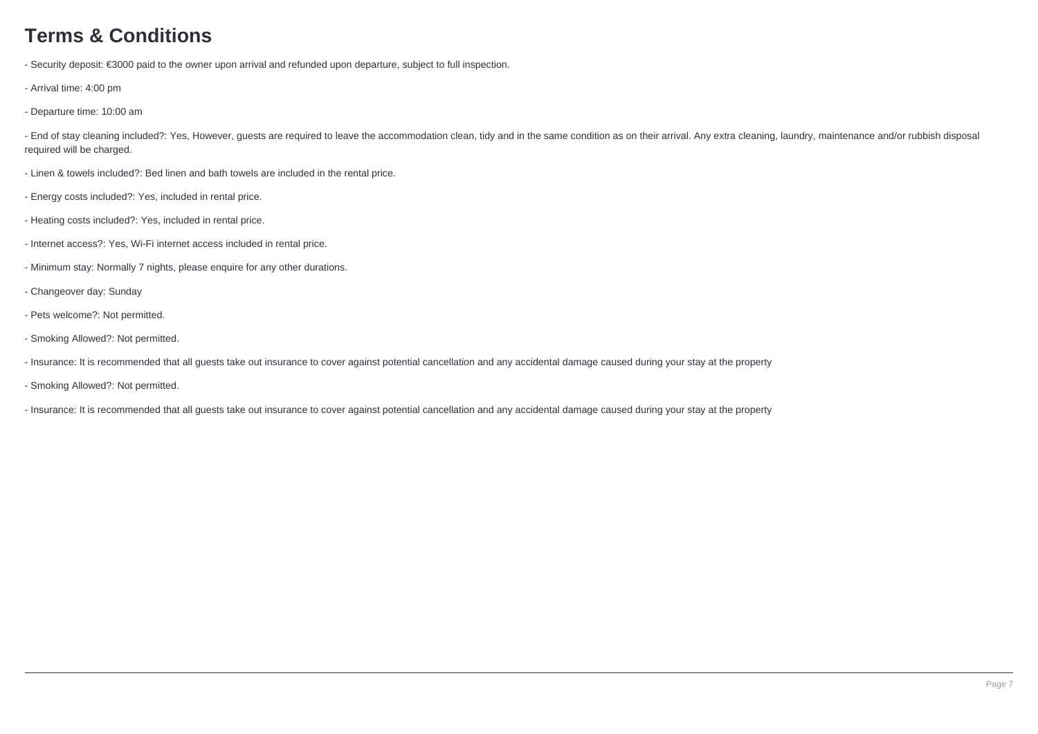# Terms & Conditions

- Security deposit: €3000 paid to the owner upon arrival and refunded upon departure, subject to full inspection.

- Arrival time: 4:00 pm

- Departure time: 10:00 am

- End of stay cleaning included?: Yes, However, guests are required to leave the accommodation clean, tidy and in the same condition as on their arrival. Any extra cleaning, laundry, maintenance and/or rubbish disposal required will be charged.

- Linen & towels included?: Bed linen and bath towels are included in the rental price.

- Energy costs included?: Yes, included in rental price.

- Heating costs included?: Yes, included in rental price.

- Internet access?: Yes, Wi-Fi internet access included in rental price.

- Minimum stay: Normally 7 nights, please enquire for any other durations.

- Changeover day: Sunday

- Pets welcome?: Not permitted.

- Smoking Allowed?: Not permitted.

- Insurance: It is recommended that all guests take out insurance to cover against potential cancellation and any accidental damage caused during your stay at the property

- Smoking Allowed?: Not permitted.

- Insurance: It is recommended that all guests take out insurance to cover against potential cancellation and any accidental damage caused during your stay at the property